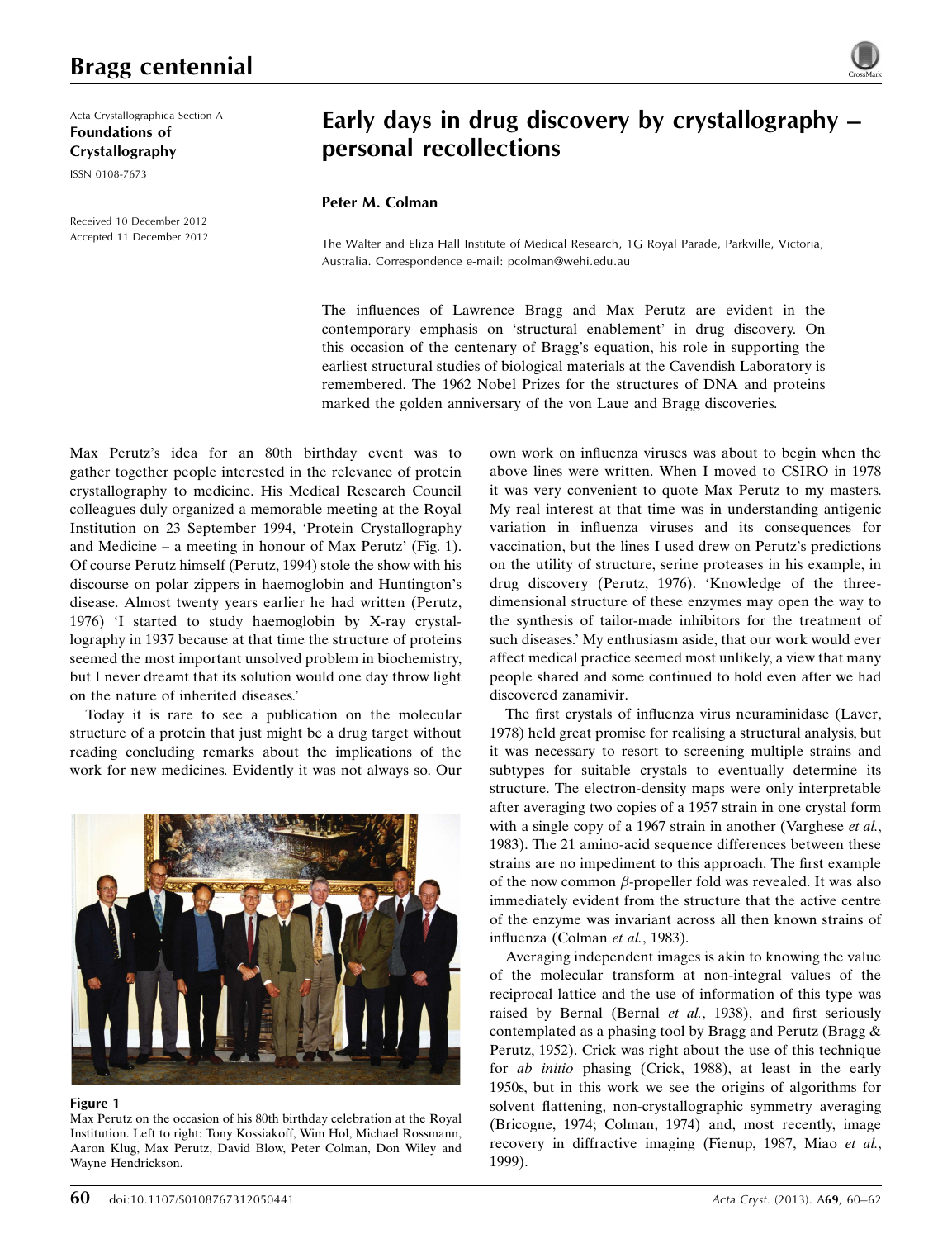# Early days in drug discovery by crystallography – personal recollections

**Peter M. Colman**

The Walter and Eliza Hall Institute of Medical Research, 1G Royal Parade, Parkville, Victoria, Australia. Correspondence e-mail: pcolman@wehi.edu.au

Received 10 December 2012
Accepted 11 December 2012

The influences of Lawrence Bragg and Max Perutz are evident in the contemporary emphasis on 'structural enablement' in drug discovery. On this occasion of the centenary of Bragg's equation, his role in supporting the earliest structural studies of biological materials at the Cavendish Laboratory is remembered. The 1962 Nobel Prizes for the structures of DNA and proteins marked the golden anniversary of the von Laue and Bragg discoveries.

Max Perutz's idea for an 80th birthday event was to gather together people interested in the relevance of protein crystallography to medicine. His Medical Research Council colleagues duly organized a memorable meeting at the Royal Institution on 23 September 1994, 'Protein Crystallography and Medicine – a meeting in honour of Max Perutz' (Fig. 1). Of course Perutz himself (Perutz, 1994) stole the show with his discourse on polar zippers in haemoglobin and Huntington's disease. Almost twenty years earlier he had written (Perutz, 1976) 'I started to study haemoglobin by X-ray crystallography in 1937 because at that time the structure of proteins seemed the most important unsolved problem in biochemistry, but I never dreamt that its solution would one day throw light on the nature of inherited diseases.'

Today it is rare to see a publication on the molecular structure of a protein that just might be a drug target without reading concluding remarks about the implications of the work for new medicines. Evidently it was not always so. Our own work on influenza viruses was about to begin when the above lines were written. When I moved to CSIRO in 1978 it was very convenient to quote Max Perutz to my masters. My real interest at that time was in understanding antigenic variation in influenza viruses and its consequences for vaccination, but the lines I used drew on Perutz's predictions on the utility of structure, serine proteases in his example, in drug discovery (Perutz, 1976). 'Knowledge of the three-dimensional structure of these enzymes may open the way to the synthesis of tailor-made inhibitors for the treatment of such diseases.' My enthusiasm aside, that our work would ever affect medical practice seemed most unlikely, a view that many people shared and some continued to hold even after we had discovered zanamivir.

**Figure 1**
Max Perutz on the occasion of his 80th birthday celebration at the Royal Institution. Left to right: Tony Kossiakoff, Wim Hol, Michael Rossmann, Aaron Klug, Max Perutz, David Blow, Peter Colman, Don Wiley and Wayne Hendrickson.

The first crystals of influenza virus neuraminidase (Laver, 1978) held great promise for realising a structural analysis, but it was necessary to resort to screening multiple strains and subtypes for suitable crystals to eventually determine its structure. The electron-density maps were only interpretable after averaging two copies of a 1957 strain in one crystal form with a single copy of a 1967 strain in another (Varghese *et al.*, 1983). The 21 amino-acid sequence differences between these strains are no impediment to this approach. The first example of the now common $\beta$-propeller fold was revealed. It was also immediately evident from the structure that the active centre of the enzyme was invariant across all then known strains of influenza (Colman *et al.*, 1983).

Averaging independent images is akin to knowing the value of the molecular transform at non-integral values of the reciprocal lattice and the use of information of this type was raised by Bernal (Bernal *et al.*, 1938), and first seriously contemplated as a phasing tool by Bragg and Perutz (Bragg & Perutz, 1952). Crick was right about the use of this technique for *ab initio* phasing (Crick, 1988), at least in the early 1950s, but in this work we see the origins of algorithms for solvent flattening, non-crystallographic symmetry averaging (Bricogne, 1974; Colman, 1974) and, most recently, image recovery in diffractive imaging (Fienup, 1987, Miao *et al.*, 1999).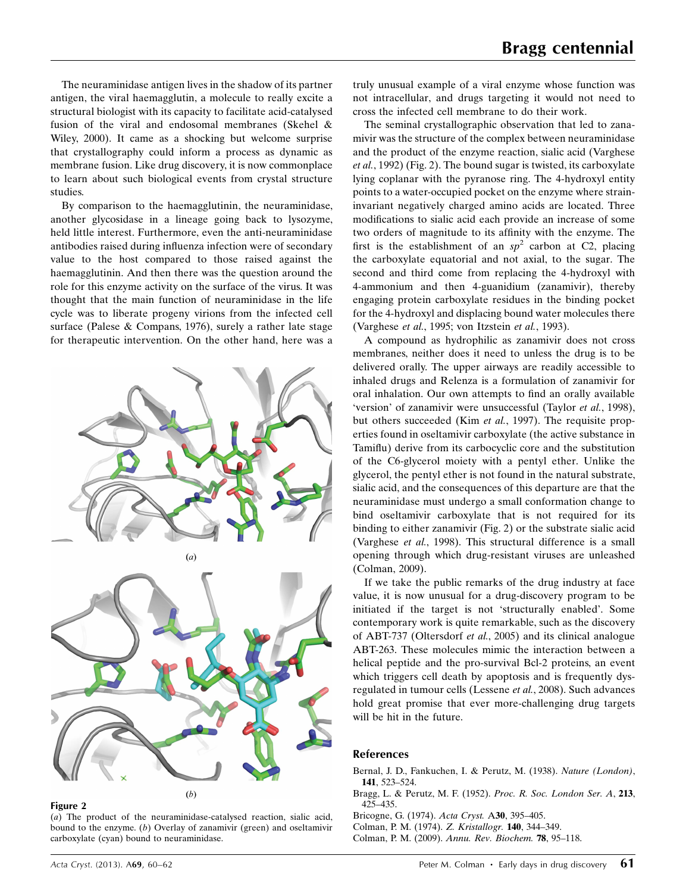The neuraminidase antigen lives in the shadow of its partner antigen, the viral haemagglutin, a molecule to really excite a structural biologist with its capacity to facilitate acid-catalysed fusion of the viral and endosomal membranes (Skehel & Wiley, 2000). It came as a shocking but welcome surprise that crystallography could inform a process as dynamic as membrane fusion. Like drug discovery, it is now commonplace to learn about such biological events from crystal structure studies.

By comparison to the haemagglutinin, the neuraminidase, another glycosidase in a lineage going back to lysozyme, held little interest. Furthermore, even the anti-neuraminidase antibodies raised during influenza infection were of secondary value to the host compared to those raised against the haemagglutinin. And then there was the question around the role for this enzyme activity on the surface of the virus. It was thought that the main function of neuraminidase in the life cycle was to liberate progeny virions from the infected cell surface (Palese & Compans, 1976), surely a rather late stage for therapeutic intervention. On the other hand, here was a truly unusual example of a viral enzyme whose function was not intracellular, and drugs targeting it would not need to cross the infected cell membrane to do their work.

**Figure 2**
(*a*) The product of the neuraminidase-catalysed reaction, sialic acid, bound to the enzyme. (*b*) Overlay of zanamivir (green) and oseltamivir carboxylate (cyan) bound to neuraminidase.

The seminal crystallographic observation that led to zanamivir was the structure of the complex between neuraminidase and the product of the enzyme reaction, sialic acid (Varghese *et al.*, 1992) (Fig. 2). The bound sugar is twisted, its carboxylate lying coplanar with the pyranose ring. The 4-hydroxyl entity points to a water-occupied pocket on the enzyme where strain-invariant negatively charged amino acids are located. Three modifications to sialic acid each provide an increase of some two orders of magnitude to its affinity with the enzyme. The first is the establishment of an $sp^2$ carbon at C2, placing the carboxylate equatorial and not axial, to the sugar. The second and third come from replacing the 4-hydroxyl with 4-ammonium and then 4-guanidium (zanamivir), thereby engaging protein carboxylate residues in the binding pocket for the 4-hydroxyl and displacing bound water molecules there (Varghese *et al.*, 1995; von Itzstein *et al.*, 1993).

A compound as hydrophilic as zanamivir does not cross membranes, neither does it need to unless the drug is to be delivered orally. The upper airways are readily accessible to inhaled drugs and Relenza is a formulation of zanamivir for oral inhalation. Our own attempts to find an orally available 'version' of zanamivir were unsuccessful (Taylor *et al.*, 1998), but others succeeded (Kim *et al.*, 1997). The requisite properties found in oseltamivir carboxylate (the active substance in Tamiflu) derive from its carbocyclic core and the substitution of the C6-glycerol moiety with a pentyl ether. Unlike the glycerol, the pentyl ether is not found in the natural substrate, sialic acid, and the consequences of this departure are that the neuraminidase must undergo a small conformation change to bind oseltamivir carboxylate that is not required for its binding to either zanamivir (Fig. 2) or the substrate sialic acid (Varghese *et al.*, 1998). This structural difference is a small opening through which drug-resistant viruses are unleashed (Colman, 2009).

If we take the public remarks of the drug industry at face value, it is now unusual for a drug-discovery program to be initiated if the target is not 'structurally enabled'. Some contemporary work is quite remarkable, such as the discovery of ABT-737 (Oltersdorf *et al.*, 2005) and its clinical analogue ABT-263. These molecules mimic the interaction between a helical peptide and the pro-survival Bcl-2 proteins, an event which triggers cell death by apoptosis and is frequently dysregulated in tumour cells (Lessene *et al.*, 2008). Such advances hold great promise that ever more-challenging drug targets will be hit in the future.

## References

Bernal, J. D., Fankuchen, I. & Perutz, M. (1938). *Nature (London)*, **141**, 523–524.

Bragg, L. & Perutz, M. F. (1952). *Proc. R. Soc. London Ser. A*, **213**, 425–435.

Bricogne, G. (1974). *Acta Cryst.* A**30**, 395–405.

Colman, P. M. (1974). *Z. Kristallogr.* **140**, 344–349.

Colman, P. M. (2009). *Annu. Rev. Biochem.* **78**, 95–118.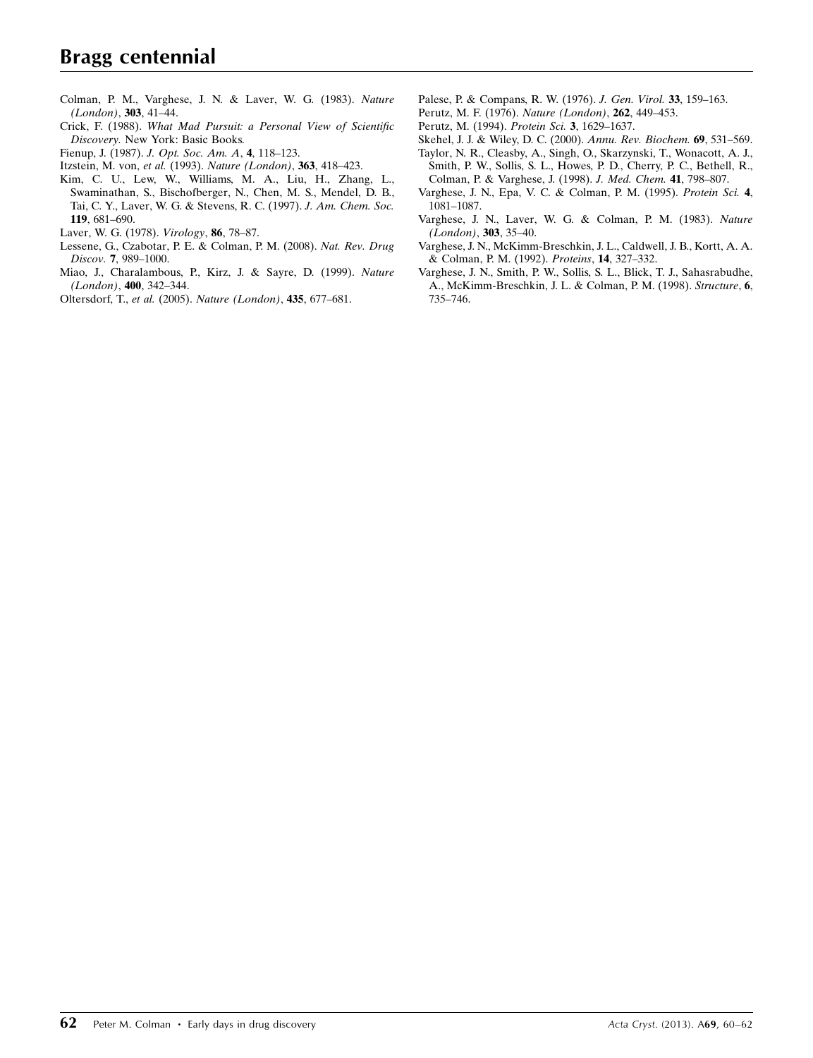Colman, P. M., Varghese, J. N. & Laver, W. G. (1983). *Nature (London)*, **303**, 41–44.

Crick, F. (1988). *What Mad Pursuit: a Personal View of Scientific Discovery.* New York: Basic Books.

Fienup, J. (1987). *J. Opt. Soc. Am. A*, **4**, 118–123.

Itzstein, M. von, *et al.* (1993). *Nature (London)*, **363**, 418–423.

Kim, C. U., Lew, W., Williams, M. A., Liu, H., Zhang, L., Swaminathan, S., Bischofberger, N., Chen, M. S., Mendel, D. B., Tai, C. Y., Laver, W. G. & Stevens, R. C. (1997). *J. Am. Chem. Soc.* **119**, 681–690.

Laver, W. G. (1978). *Virology*, **86**, 78–87.

Lessene, G., Czabotar, P. E. & Colman, P. M. (2008). *Nat. Rev. Drug Discov.* **7**, 989–1000.

Miao, J., Charalambous, P., Kirz, J. & Sayre, D. (1999). *Nature (London)*, **400**, 342–344.

Oltersdorf, T., *et al.* (2005). *Nature (London)*, **435**, 677–681.

Palese, P. & Compans, R. W. (1976). *J. Gen. Virol.* **33**, 159–163.

Perutz, M. F. (1976). *Nature (London)*, **262**, 449–453.

Perutz, M. (1994). *Protein Sci.* **3**, 1629–1637.

Skehel, J. J. & Wiley, D. C. (2000). *Annu. Rev. Biochem.* **69**, 531–569.

Taylor, N. R., Cleasby, A., Singh, O., Skarzynski, T., Wonacott, A. J., Smith, P. W., Sollis, S. L., Howes, P. D., Cherry, P. C., Bethell, R., Colman, P. & Varghese, J. (1998). *J. Med. Chem.* **41**, 798–807.

Varghese, J. N., Epa, V. C. & Colman, P. M. (1995). *Protein Sci.* **4**, 1081–1087.

Varghese, J. N., Laver, W. G. & Colman, P. M. (1983). *Nature (London)*, **303**, 35–40.

Varghese, J. N., McKimm-Breschkin, J. L., Caldwell, J. B., Kortt, A. A. & Colman, P. M. (1992). *Proteins*, **14**, 327–332.

Varghese, J. N., Smith, P. W., Sollis, S. L., Blick, T. J., Sahasrabudhe, A., McKimm-Breschkin, J. L. & Colman, P. M. (1998). *Structure*, **6**, 735–746.